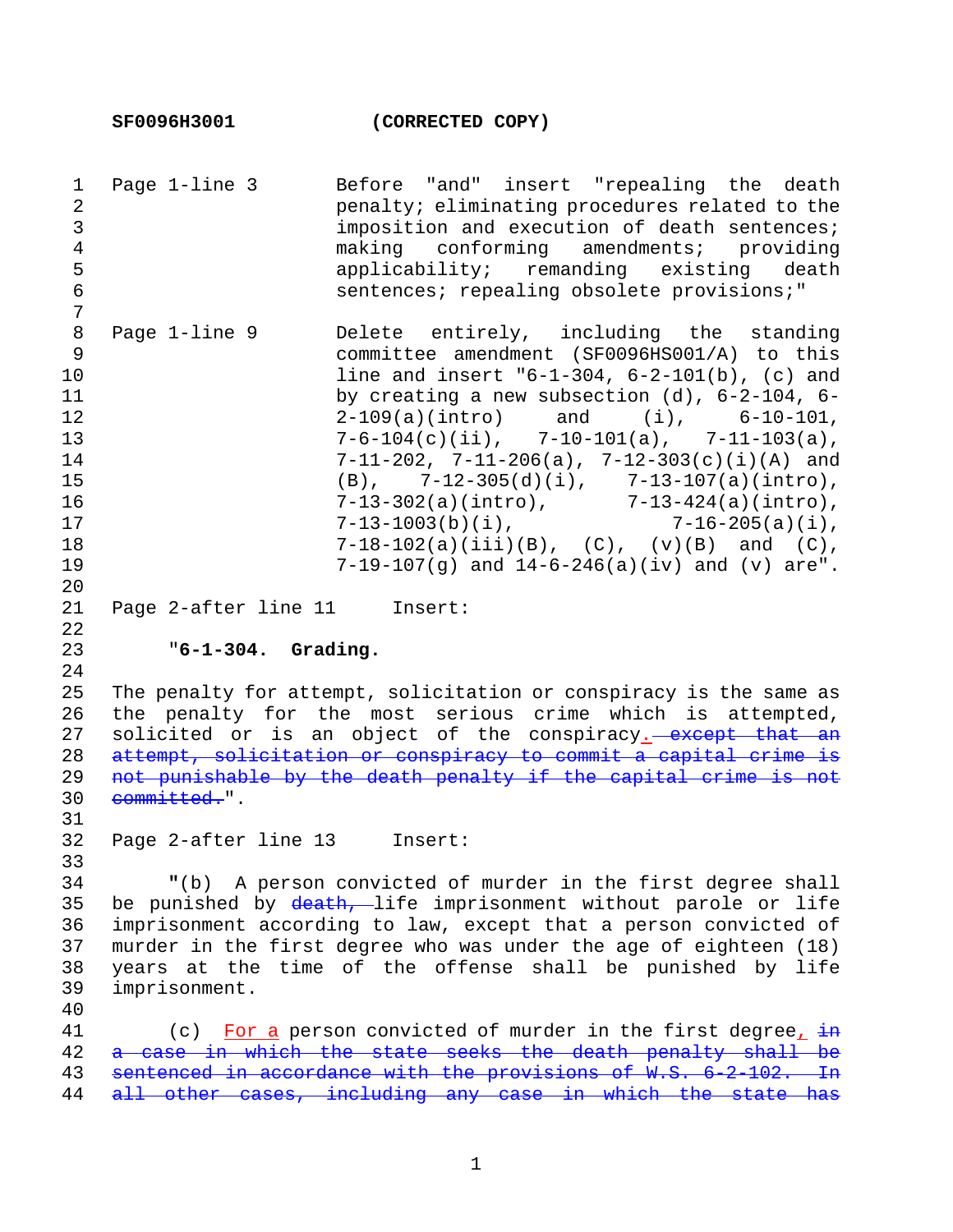**SF0096H3001 (CORRECTED COPY)**

Page 1-line 3 Before "and" insert "repealing the death penalty; eliminating procedures related to the imposition and execution of death sentences; making conforming amendments; providing applicability; remanding existing death sentences; repealing obsolete provisions;"

Page 1-line 9 Delete entirely, including the standing committee amendment (SF0096HS001/A) to this line and insert "6-1-304, 6-2-101(b), (c) and by creating a new subsection (d), 6-2-104, 6-2-109(a)(intro) and (i), 6-10-101, 7-6-104(c)(ii), 7-10-101(a), 7-11-103(a), 7-11-202, 7-11-206(a), 7-12-303(c)(i)(A) and (B), 7-12-305(d)(i), 7-13-107(a)(intro), 7-13-302(a)(intro), 7-13-424(a)(intro), 7-13-1003(b)(i), 7-16-205(a)(i), 7-18-102(a)(iii)(B), (C), (v)(B) and (C), 7-19-107(g) and 14-6-246(a)(iv) and (v) are".

Page 2-after line 11 Insert:

"**6-1-304. Grading.**

The penalty for attempt, solicitation or conspiracy is the same as the penalty for the most serious crime which is attempted, solicited or is an object of the conspiracy. ~~except that an attempt, solicitation or conspiracy to commit a capital crime is not punishable by the death penalty if the capital crime is not committed.~~".

Page 2-after line 13 Insert:

"(b) A person convicted of murder in the first degree shall be punished by ~~death,~~ life imprisonment without parole or life imprisonment according to law, except that a person convicted of murder in the first degree who was under the age of eighteen (18) years at the time of the offense shall be punished by life imprisonment.

(c) For a person convicted of murder in the first degree, ~~in a case in which the state seeks the death penalty shall be sentenced in accordance with the provisions of W.S. 6-2-102. In all other cases, including any case in which the state has~~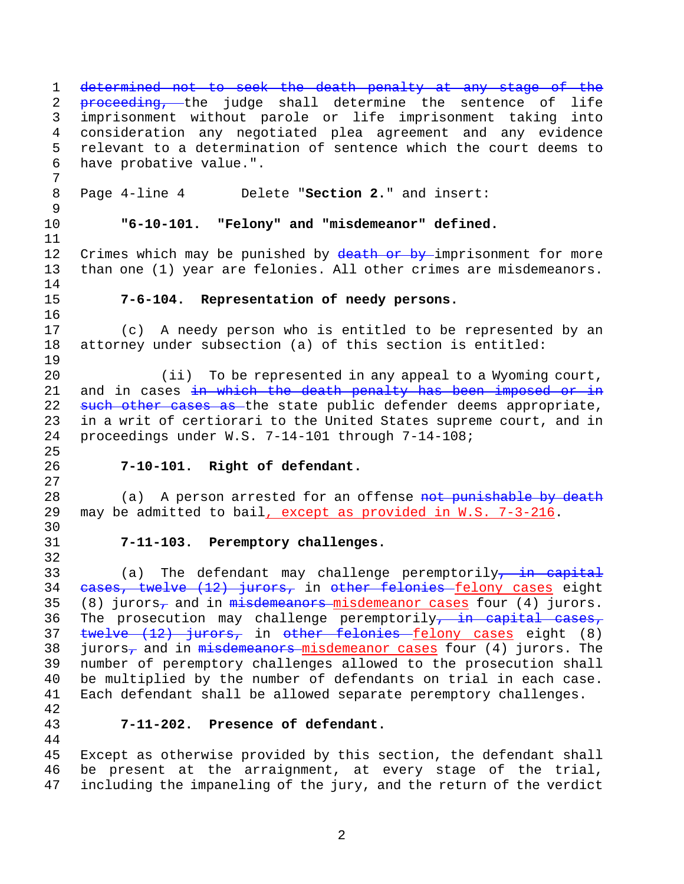~~determined not to seek the death penalty at any stage of the proceeding,~~ the judge shall determine the sentence of life imprisonment without parole or life imprisonment taking into consideration any negotiated plea agreement and any evidence relevant to a determination of sentence which the court deems to have probative value.".

Page 4-line 4 Delete "**Section 2.**" and insert:

**"6-10-101. "Felony" and "misdemeanor" defined.**

Crimes which may be punished by ~~death or by~~ imprisonment for more than one (1) year are felonies. All other crimes are misdemeanors.

**7-6-104. Representation of needy persons.**

(c) A needy person who is entitled to be represented by an attorney under subsection (a) of this section is entitled:

(ii) To be represented in any appeal to a Wyoming court, and in cases ~~in which the death penalty has been imposed or in such other cases as~~ the state public defender deems appropriate, in a writ of certiorari to the United States supreme court, and in proceedings under W.S. 7-14-101 through 7-14-108;

**7-10-101. Right of defendant.**

(a) A person arrested for an offense ~~not punishable by death~~ may be admitted to bail, except as provided in W.S. 7-3-216.

**7-11-103. Peremptory challenges.**

(a) The defendant may challenge peremptorily~~, in capital cases, twelve (12) jurors,~~ in ~~other felonies~~ felony cases eight (8) jurors~~,~~ and in ~~misdemeanors~~ misdemeanor cases four (4) jurors. The prosecution may challenge peremptorily~~, in capital cases, twelve (12) jurors,~~ in ~~other felonies~~ felony cases eight (8) jurors~~,~~ and in ~~misdemeanors~~ misdemeanor cases four (4) jurors. The number of peremptory challenges allowed to the prosecution shall be multiplied by the number of defendants on trial in each case. Each defendant shall be allowed separate peremptory challenges.

**7-11-202. Presence of defendant.**

Except as otherwise provided by this section, the defendant shall be present at the arraignment, at every stage of the trial, including the impaneling of the jury, and the return of the verdict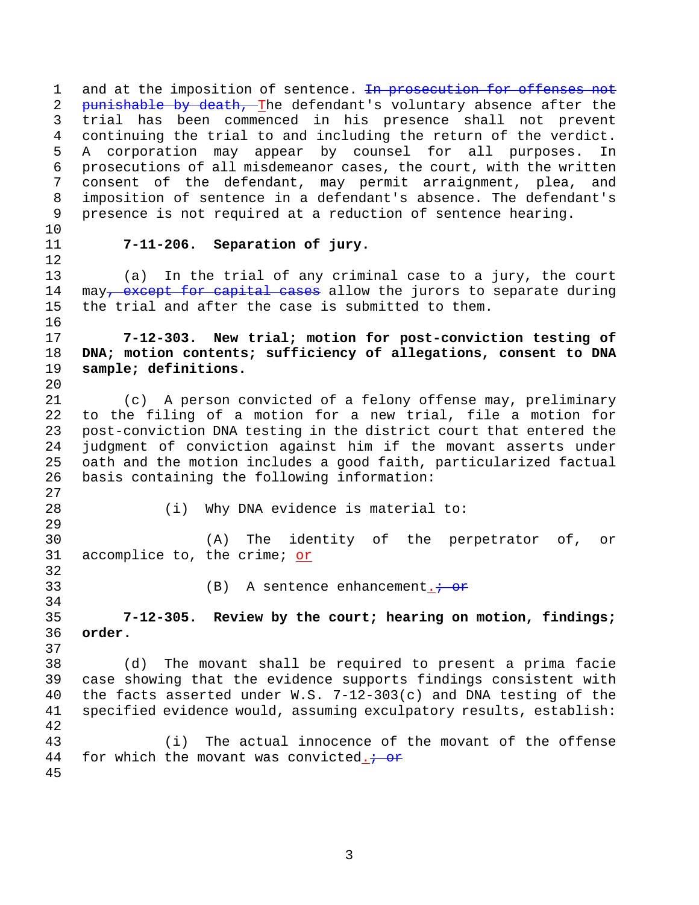and at the imposition of sentence. ~~In prosecution for offenses not punishable by death, T~~The defendant's voluntary absence after the trial has been commenced in his presence shall not prevent continuing the trial to and including the return of the verdict. A corporation may appear by counsel for all purposes. In prosecutions of all misdemeanor cases, the court, with the written consent of the defendant, may permit arraignment, plea, and imposition of sentence in a defendant's absence. The defendant's presence is not required at a reduction of sentence hearing.

**7-11-206. Separation of jury.**

(a) In the trial of any criminal case to a jury, the court may~~, except for capital cases~~ allow the jurors to separate during the trial and after the case is submitted to them.

**7-12-303. New trial; motion for post-conviction testing of DNA; motion contents; sufficiency of allegations, consent to DNA sample; definitions.**

(c) A person convicted of a felony offense may, preliminary to the filing of a motion for a new trial, file a motion for post-conviction DNA testing in the district court that entered the judgment of conviction against him if the movant asserts under oath and the motion includes a good faith, particularized factual basis containing the following information:

(i) Why DNA evidence is material to:

(A) The identity of the perpetrator of, or accomplice to, the crime; or

(B) A sentence enhancement.~~; or~~

**7-12-305. Review by the court; hearing on motion, findings; order.**

(d) The movant shall be required to present a prima facie case showing that the evidence supports findings consistent with the facts asserted under W.S. 7-12-303(c) and DNA testing of the specified evidence would, assuming exculpatory results, establish:

(i) The actual innocence of the movant of the offense for which the movant was convicted.~~; or~~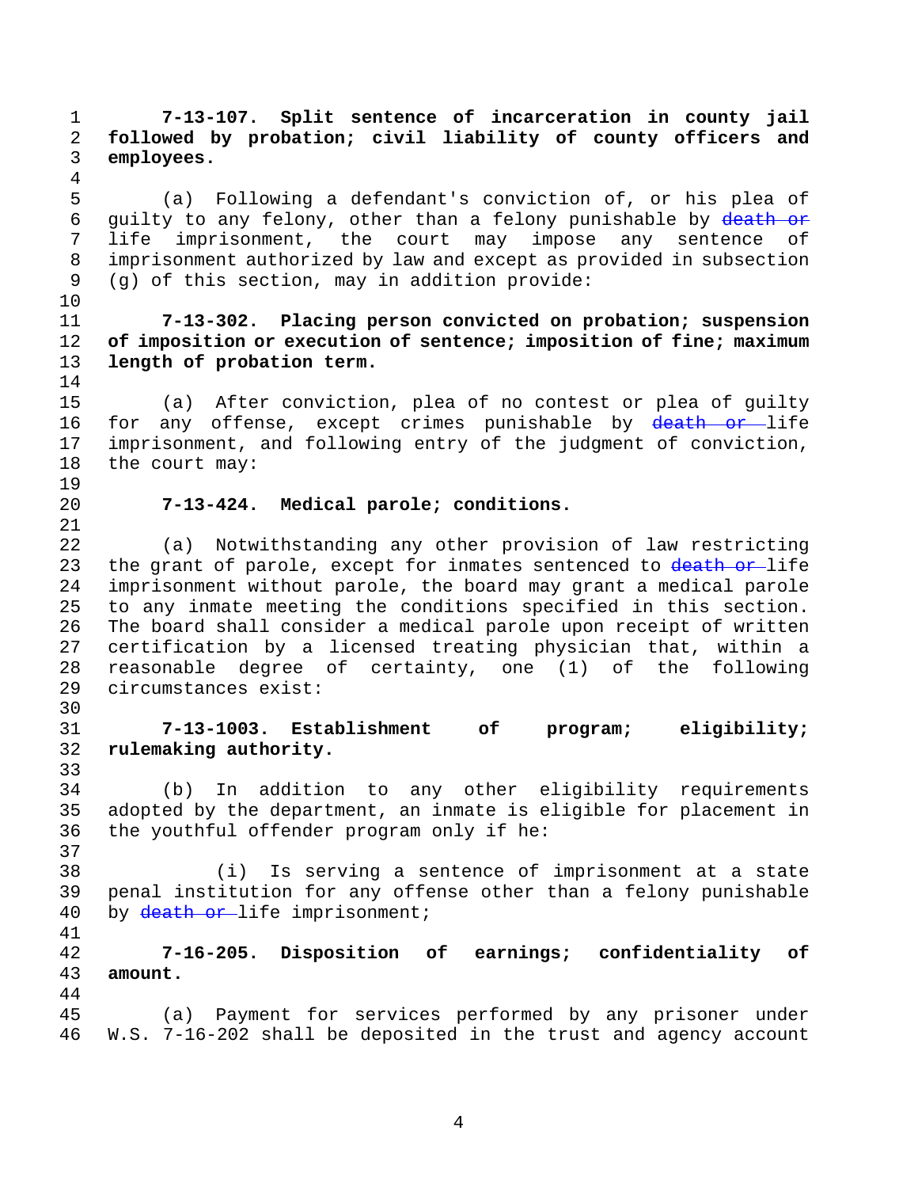**7-13-107. Split sentence of incarceration in county jail followed by probation; civil liability of county officers and employees.**

(a) Following a defendant's conviction of, or his plea of guilty to any felony, other than a felony punishable by ~~death or~~ life imprisonment, the court may impose any sentence of imprisonment authorized by law and except as provided in subsection (g) of this section, may in addition provide:

**7-13-302. Placing person convicted on probation; suspension of imposition or execution of sentence; imposition of fine; maximum length of probation term.**

(a) After conviction, plea of no contest or plea of guilty for any offense, except crimes punishable by ~~death or~~ life imprisonment, and following entry of the judgment of conviction, the court may:

**7-13-424. Medical parole; conditions.**

(a) Notwithstanding any other provision of law restricting the grant of parole, except for inmates sentenced to ~~death or~~ life imprisonment without parole, the board may grant a medical parole to any inmate meeting the conditions specified in this section. The board shall consider a medical parole upon receipt of written certification by a licensed treating physician that, within a reasonable degree of certainty, one (1) of the following circumstances exist:

**7-13-1003. Establishment of program; eligibility; rulemaking authority.**

(b) In addition to any other eligibility requirements adopted by the department, an inmate is eligible for placement in the youthful offender program only if he:

(i) Is serving a sentence of imprisonment at a state penal institution for any offense other than a felony punishable by ~~death or~~ life imprisonment;

**7-16-205. Disposition of earnings; confidentiality of amount.**

(a) Payment for services performed by any prisoner under W.S. 7-16-202 shall be deposited in the trust and agency account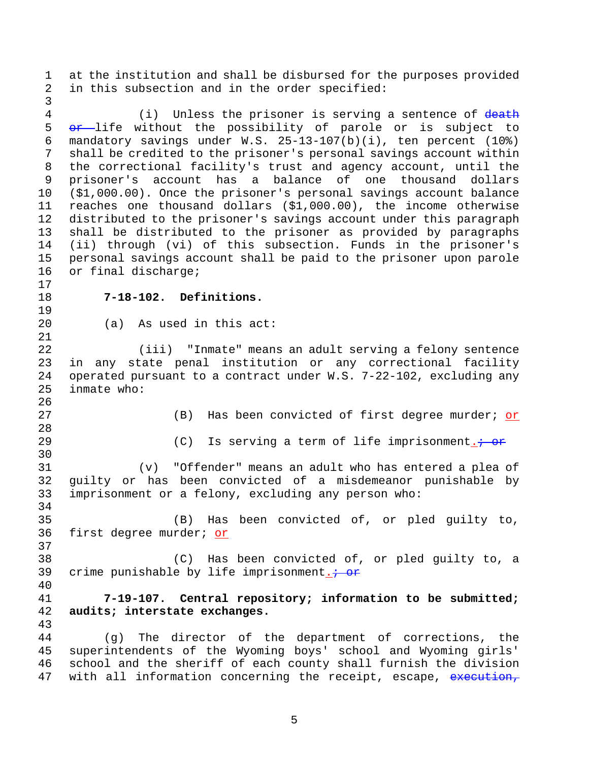at the institution and shall be disbursed for the purposes provided in this subsection and in the order specified:

(i) Unless the prisoner is serving a sentence of ~~death or~~ life without the possibility of parole or is subject to mandatory savings under W.S. 25-13-107(b)(i), ten percent (10%) shall be credited to the prisoner's personal savings account within the correctional facility's trust and agency account, until the prisoner's account has a balance of one thousand dollars ($1,000.00). Once the prisoner's personal savings account balance reaches one thousand dollars ($1,000.00), the income otherwise distributed to the prisoner's savings account under this paragraph shall be distributed to the prisoner as provided by paragraphs (ii) through (vi) of this subsection. Funds in the prisoner's personal savings account shall be paid to the prisoner upon parole or final discharge;

**7-18-102. Definitions.**

(a) As used in this act:

(iii) "Inmate" means an adult serving a felony sentence in any state penal institution or any correctional facility operated pursuant to a contract under W.S. 7-22-102, excluding any inmate who:

(B) Has been convicted of first degree murder; <u>or</u>

(C) Is serving a term of life imprisonment<u>.</u>~~; or~~

(v) "Offender" means an adult who has entered a plea of guilty or has been convicted of a misdemeanor punishable by imprisonment or a felony, excluding any person who:

(B) Has been convicted of, or pled guilty to, first degree murder; <u>or</u>

(C) Has been convicted of, or pled guilty to, a crime punishable by life imprisonment<u>.</u>~~; or~~

**7-19-107. Central repository; information to be submitted; audits; interstate exchanges.**

(g) The director of the department of corrections, the superintendents of the Wyoming boys' school and Wyoming girls' school and the sheriff of each county shall furnish the division with all information concerning the receipt, escape, ~~execution,~~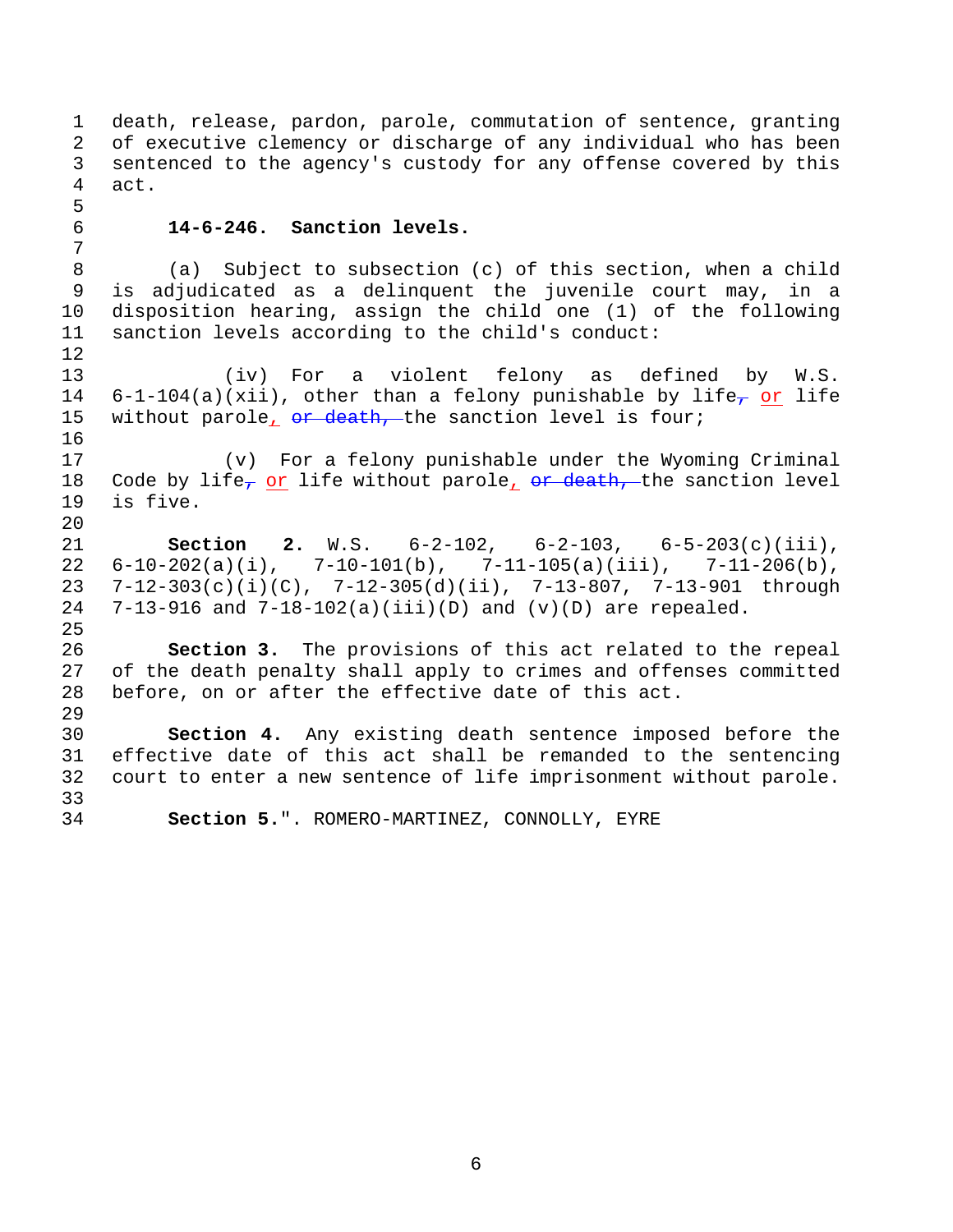death, release, pardon, parole, commutation of sentence, granting of executive clemency or discharge of any individual who has been sentenced to the agency's custody for any offense covered by this act.

**14-6-246. Sanction levels.**

(a) Subject to subsection (c) of this section, when a child is adjudicated as a delinquent the juvenile court may, in a disposition hearing, assign the child one (1) of the following sanction levels according to the child's conduct:

(iv) For a violent felony as defined by W.S. 6-1-104(a)(xii), other than a felony punishable by life~~,~~ or life without parole, ~~or death,~~ the sanction level is four;

(v) For a felony punishable under the Wyoming Criminal Code by life~~,~~ or life without parole, ~~or death,~~ the sanction level is five.

**Section 2.** W.S. 6-2-102, 6-2-103, 6-5-203(c)(iii), 6-10-202(a)(i), 7-10-101(b), 7-11-105(a)(iii), 7-11-206(b), 7-12-303(c)(i)(C), 7-12-305(d)(ii), 7-13-807, 7-13-901 through 7-13-916 and 7-18-102(a)(iii)(D) and (v)(D) are repealed.

**Section 3.** The provisions of this act related to the repeal of the death penalty shall apply to crimes and offenses committed before, on or after the effective date of this act.

**Section 4.** Any existing death sentence imposed before the effective date of this act shall be remanded to the sentencing court to enter a new sentence of life imprisonment without parole.

**Section 5.**". ROMERO-MARTINEZ, CONNOLLY, EYRE